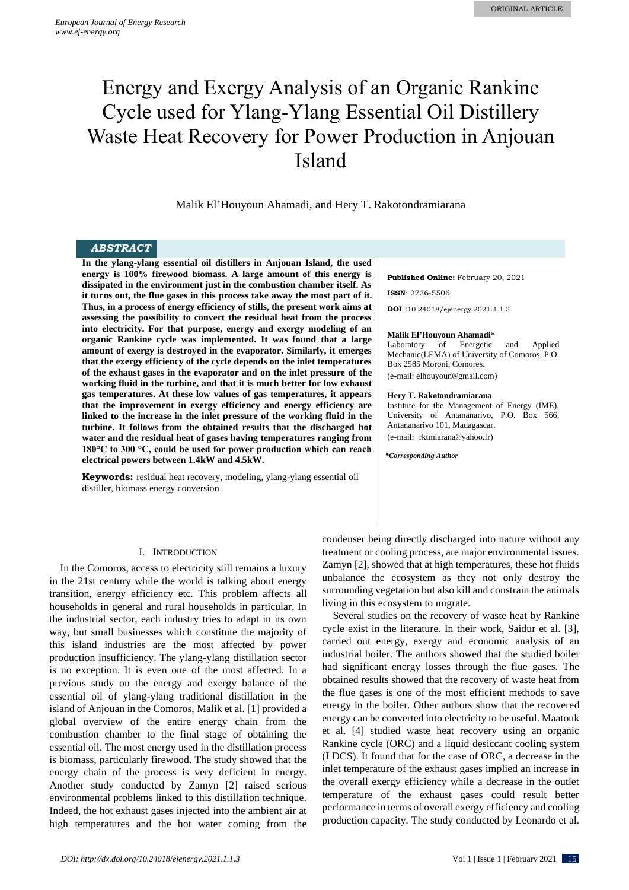# Energy and Exergy Analysis of an Organic Rankine Cycle used for Ylang-Ylang Essential Oil Distillery Waste Heat Recovery for Power Production in Anjouan Island

Malik El'Houyoun Ahamadi, and Hery T. Rakotondramiarana

## ABSTRACT

**In the ylang-ylang essential oil distillers in Anjouan Island, the used energy is 100% firewood biomass. A large amount of this energy is dissipated in the environment just in the combustion chamber itself. As it turns out, the flue gases in this process take away the most part of it. Thus, in a process of energy efficiency of stills, the present work aims at assessing the possibility to convert the residual heat from the process into electricity. For that purpose, energy and exergy modeling of an organic Rankine cycle was implemented. It was found that a large amount of exergy is destroyed in the evaporator. Similarly, it emerges that the exergy efficiency of the cycle depends on the inlet temperatures of the exhaust gases in the evaporator and on the inlet pressure of the working fluid in the turbine, and that it is much better for low exhaust gas temperatures. At these low values of gas temperatures, it appears that the improvement in exergy efficiency and energy efficiency are linked to the increase in the inlet pressure of the working fluid in the turbine. It follows from the obtained results that the discharged hot water and the residual heat of gases having temperatures ranging from 180°C to 300 °C, could be used for power production which can reach electrical powers between 1.4kW and 4.5kW.**

**Keywords:** residual heat recovery, modeling, ylang-ylang essential oil distiller, biomass energy conversion

**Published Online:** February 20, 2021

**ISSN**: 2736-5506

**DOI** :10.24018/ejenergy.2021.1.1.3

**Malik El'Houyoun Ahamadi***
Laboratory of Energetic and Applied Mechanic(LEMA) of University of Comoros, P.O. Box 2585 Moroni, Comores.
(e-mail: elhouyoun@gmail.com)

**Hery T. Rakotondramiarana**
Institute for the Management of Energy (IME), University of Antananarivo, P.O. Box 566, Antananarivo 101, Madagascar.
(e-mail: rktmiarana@yahoo.fr)

***Corresponding Author***

## I. Introduction

In the Comoros, access to electricity still remains a luxury in the 21st century while the world is talking about energy transition, energy efficiency etc. This problem affects all households in general and rural households in particular. In the industrial sector, each industry tries to adapt in its own way, but small businesses which constitute the majority of this island industries are the most affected by power production insufficiency. The ylang-ylang distillation sector is no exception. It is even one of the most affected. In a previous study on the energy and exergy balance of the essential oil of ylang-ylang traditional distillation in the island of Anjouan in the Comoros, Malik et al. [1] provided a global overview of the entire energy chain from the combustion chamber to the final stage of obtaining the essential oil. The most energy used in the distillation process is biomass, particularly firewood. The study showed that the energy chain of the process is very deficient in energy. Another study conducted by Zamyn [2] raised serious environmental problems linked to this distillation technique. Indeed, the hot exhaust gases injected into the ambient air at high temperatures and the hot water coming from the condenser being directly discharged into nature without any treatment or cooling process, are major environmental issues. Zamyn [2], showed that at high temperatures, these hot fluids unbalance the ecosystem as they not only destroy the surrounding vegetation but also kill and constrain the animals living in this ecosystem to migrate.

Several studies on the recovery of waste heat by Rankine cycle exist in the literature. In their work, Saidur et al. [3], carried out energy, exergy and economic analysis of an industrial boiler. The authors showed that the studied boiler had significant energy losses through the flue gases. The obtained results showed that the recovery of waste heat from the flue gases is one of the most efficient methods to save energy in the boiler. Other authors show that the recovered energy can be converted into electricity to be useful. Maatouk et al. [4] studied waste heat recovery using an organic Rankine cycle (ORC) and a liquid desiccant cooling system (LDCS). It found that for the case of ORC, a decrease in the inlet temperature of the exhaust gases implied an increase in the overall exergy efficiency while a decrease in the outlet temperature of the exhaust gases could result better performance in terms of overall exergy efficiency and cooling production capacity. The study conducted by Leonardo et al.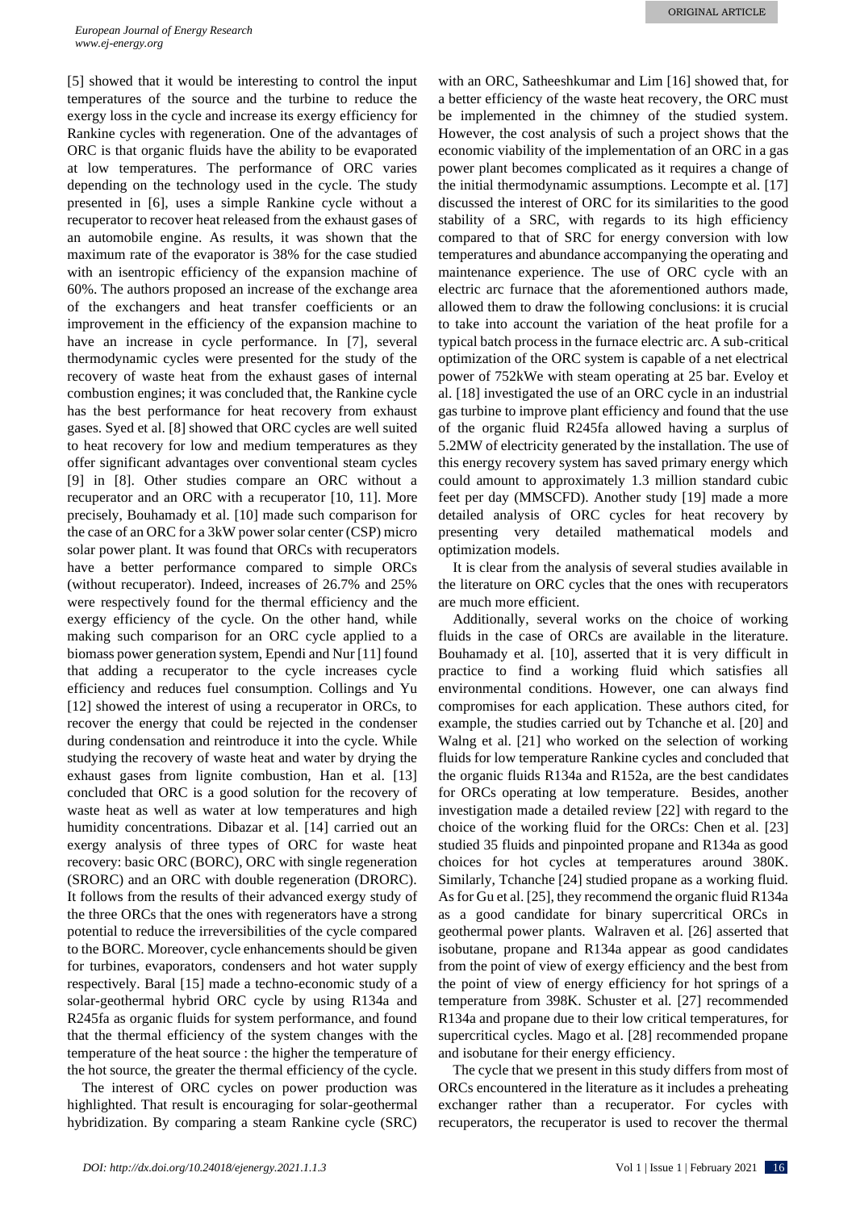[5] showed that it would be interesting to control the input temperatures of the source and the turbine to reduce the exergy loss in the cycle and increase its exergy efficiency for Rankine cycles with regeneration. One of the advantages of ORC is that organic fluids have the ability to be evaporated at low temperatures. The performance of ORC varies depending on the technology used in the cycle. The study presented in [6], uses a simple Rankine cycle without a recuperator to recover heat released from the exhaust gases of an automobile engine. As results, it was shown that the maximum rate of the evaporator is 38% for the case studied with an isentropic efficiency of the expansion machine of 60%. The authors proposed an increase of the exchange area of the exchangers and heat transfer coefficients or an improvement in the efficiency of the expansion machine to have an increase in cycle performance. In [7], several thermodynamic cycles were presented for the study of the recovery of waste heat from the exhaust gases of internal combustion engines; it was concluded that, the Rankine cycle has the best performance for heat recovery from exhaust gases. Syed et al. [8] showed that ORC cycles are well suited to heat recovery for low and medium temperatures as they offer significant advantages over conventional steam cycles [9] in [8]. Other studies compare an ORC without a recuperator and an ORC with a recuperator [10, 11]. More precisely, Bouhamady et al. [10] made such comparison for the case of an ORC for a 3kW power solar center (CSP) micro solar power plant. It was found that ORCs with recuperators have a better performance compared to simple ORCs (without recuperator). Indeed, increases of 26.7% and 25% were respectively found for the thermal efficiency and the exergy efficiency of the cycle. On the other hand, while making such comparison for an ORC cycle applied to a biomass power generation system, Ependi and Nur [11] found that adding a recuperator to the cycle increases cycle efficiency and reduces fuel consumption. Collings and Yu [12] showed the interest of using a recuperator in ORCs, to recover the energy that could be rejected in the condenser during condensation and reintroduce it into the cycle. While studying the recovery of waste heat and water by drying the exhaust gases from lignite combustion, Han et al. [13] concluded that ORC is a good solution for the recovery of waste heat as well as water at low temperatures and high humidity concentrations. Dibazar et al. [14] carried out an exergy analysis of three types of ORC for waste heat recovery: basic ORC (BORC), ORC with single regeneration (SRORC) and an ORC with double regeneration (DRORC). It follows from the results of their advanced exergy study of the three ORCs that the ones with regenerators have a strong potential to reduce the irreversibilities of the cycle compared to the BORC. Moreover, cycle enhancements should be given for turbines, evaporators, condensers and hot water supply respectively. Baral [15] made a techno-economic study of a solar-geothermal hybrid ORC cycle by using R134a and R245fa as organic fluids for system performance, and found that the thermal efficiency of the system changes with the temperature of the heat source : the higher the temperature of the hot source, the greater the thermal efficiency of the cycle.

The interest of ORC cycles on power production was highlighted. That result is encouraging for solar-geothermal hybridization. By comparing a steam Rankine cycle (SRC) with an ORC, Satheeshkumar and Lim [16] showed that, for a better efficiency of the waste heat recovery, the ORC must be implemented in the chimney of the studied system. However, the cost analysis of such a project shows that the economic viability of the implementation of an ORC in a gas power plant becomes complicated as it requires a change of the initial thermodynamic assumptions. Lecompte et al. [17] discussed the interest of ORC for its similarities to the good stability of a SRC, with regards to its high efficiency compared to that of SRC for energy conversion with low temperatures and abundance accompanying the operating and maintenance experience. The use of ORC cycle with an electric arc furnace that the aforementioned authors made, allowed them to draw the following conclusions: it is crucial to take into account the variation of the heat profile for a typical batch process in the furnace electric arc. A sub-critical optimization of the ORC system is capable of a net electrical power of 752kWe with steam operating at 25 bar. Eveloy et al. [18] investigated the use of an ORC cycle in an industrial gas turbine to improve plant efficiency and found that the use of the organic fluid R245fa allowed having a surplus of 5.2MW of electricity generated by the installation. The use of this energy recovery system has saved primary energy which could amount to approximately 1.3 million standard cubic feet per day (MMSCFD). Another study [19] made a more detailed analysis of ORC cycles for heat recovery by presenting very detailed mathematical models and optimization models.

It is clear from the analysis of several studies available in the literature on ORC cycles that the ones with recuperators are much more efficient.

Additionally, several works on the choice of working fluids in the case of ORCs are available in the literature. Bouhamady et al. [10], asserted that it is very difficult in practice to find a working fluid which satisfies all environmental conditions. However, one can always find compromises for each application. These authors cited, for example, the studies carried out by Tchanche et al. [20] and Walng et al. [21] who worked on the selection of working fluids for low temperature Rankine cycles and concluded that the organic fluids R134a and R152a, are the best candidates for ORCs operating at low temperature. Besides, another investigation made a detailed review [22] with regard to the choice of the working fluid for the ORCs: Chen et al. [23] studied 35 fluids and pinpointed propane and R134a as good choices for hot cycles at temperatures around 380K. Similarly, Tchanche [24] studied propane as a working fluid. As for Gu et al. [25], they recommend the organic fluid R134a as a good candidate for binary supercritical ORCs in geothermal power plants. Walraven et al. [26] asserted that isobutane, propane and R134a appear as good candidates from the point of view of exergy efficiency and the best from the point of view of energy efficiency for hot springs of a temperature from 398K. Schuster et al. [27] recommended R134a and propane due to their low critical temperatures, for supercritical cycles. Mago et al. [28] recommended propane and isobutane for their energy efficiency.

The cycle that we present in this study differs from most of ORCs encountered in the literature as it includes a preheating exchanger rather than a recuperator. For cycles with recuperators, the recuperator is used to recover the thermal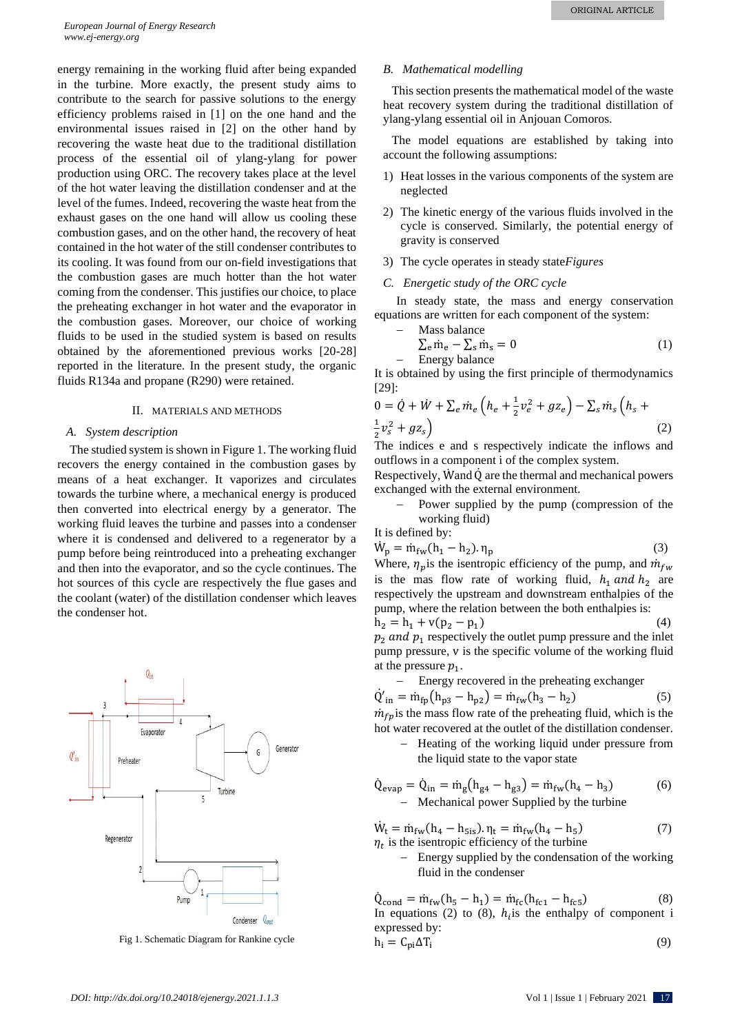energy remaining in the working fluid after being expanded in the turbine. More exactly, the present study aims to contribute to the search for passive solutions to the energy efficiency problems raised in [1] on the one hand and the environmental issues raised in [2] on the other hand by recovering the waste heat due to the traditional distillation process of the essential oil of ylang-ylang for power production using ORC. The recovery takes place at the level of the hot water leaving the distillation condenser and at the level of the fumes. Indeed, recovering the waste heat from the exhaust gases on the one hand will allow us cooling these combustion gases, and on the other hand, the recovery of heat contained in the hot water of the still condenser contributes to its cooling. It was found from our on-field investigations that the combustion gases are much hotter than the hot water coming from the condenser. This justifies our choice, to place the preheating exchanger in hot water and the evaporator in the combustion gases. Moreover, our choice of working fluids to be used in the studied system is based on results obtained by the aforementioned previous works [20-28] reported in the literature. In the present study, the organic fluids R134a and propane (R290) were retained.

## II. MATERIALS AND METHODS

### A. System description

The studied system is shown in Figure 1. The working fluid recovers the energy contained in the combustion gases by means of a heat exchanger. It vaporizes and circulates towards the turbine where, a mechanical energy is produced then converted into electrical energy by a generator. The working fluid leaves the turbine and passes into a condenser where it is condensed and delivered to a regenerator by a pump before being reintroduced into a preheating exchanger and then into the evaporator, and so the cycle continues. The hot sources of this cycle are respectively the flue gases and the coolant (water) of the distillation condenser which leaves the condenser hot.

Fig 1. Schematic Diagram for Rankine cycle

### B. Mathematical modelling

This section presents the mathematical model of the waste heat recovery system during the traditional distillation of ylang-ylang essential oil in Anjouan Comoros.

The model equations are established by taking into account the following assumptions:

1) Heat losses in the various components of the system are neglected
2) The kinetic energy of the various fluids involved in the cycle is conserved. Similarly, the potential energy of gravity is conserved
3) The cycle operates in steady state*Figures*

### C. Energetic study of the ORC cycle

In steady state, the mass and energy conservation equations are written for each component of the system:

– Mass balance

$$\sum_e \dot{m}_e - \sum_s \dot{m}_s = 0 \quad (1)$$

– Energy balance

It is obtained by using the first principle of thermodynamics [29]:

$$0 = \dot{Q} + \dot{W} + \sum_e \dot{m}_e \left(h_e + \frac{1}{2}v_e^2 + gz_e\right) - \sum_s \dot{m}_s \left(h_s + \frac{1}{2}v_s^2 + gz_s\right) \quad (2)$$

The indices e and s respectively indicate the inflows and outflows in a component i of the complex system.

Respectively, $\dot{W}$and $\dot{Q}$ are the thermal and mechanical powers exchanged with the external environment.

– Power supplied by the pump (compression of the working fluid)

It is defined by:

$$\dot{W}_p = \dot{m}_{fw}(h_1 - h_2).\eta_p \quad (3)$$

Where, $\eta_p$is the isentropic efficiency of the pump, and $\dot{m}_{fw}$ is the mas flow rate of working fluid, $h_1$ *and* $h_2$ are respectively the upstream and downstream enthalpies of the pump, where the relation between the both enthalpies is:

$$h_2 = h_1 + v(p_2 - p_1) \quad (4)$$

$p_2$ *and* $p_1$ respectively the outlet pump pressure and the inlet pump pressure, v is the specific volume of the working fluid at the pressure $p_1$.

– Energy recovered in the preheating exchanger

$$\dot{Q}'_{in} = \dot{m}_{fp}(h_{p3} - h_{p2}) = \dot{m}_{fw}(h_3 - h_2) \quad (5)$$

$\dot{m}_{fp}$is the mass flow rate of the preheating fluid, which is the hot water recovered at the outlet of the distillation condenser.

– Heating of the working liquid under pressure from the liquid state to the vapor state

$$\dot{Q}_{evap} = \dot{Q}_{in} = \dot{m}_g(h_{g4} - h_{g3}) = \dot{m}_{fw}(h_4 - h_3) \quad (6)$$

– Mechanical power Supplied by the turbine

$$\dot{W}_t = \dot{m}_{fw}(h_4 - h_{5is}).\eta_t = \dot{m}_{fw}(h_4 - h_5) \quad (7)$$

$\eta_t$ is the isentropic efficiency of the turbine

– Energy supplied by the condensation of the working fluid in the condenser

$$\dot{Q}_{cond} = \dot{m}_{fw}(h_5 - h_1) = \dot{m}_{fc}(h_{fc1} - h_{fc5}) \quad (8)$$

In equations (2) to (8), $h_i$is the enthalpy of component i expressed by:

$$h_i = C_{pi}\Delta T_i \quad (9)$$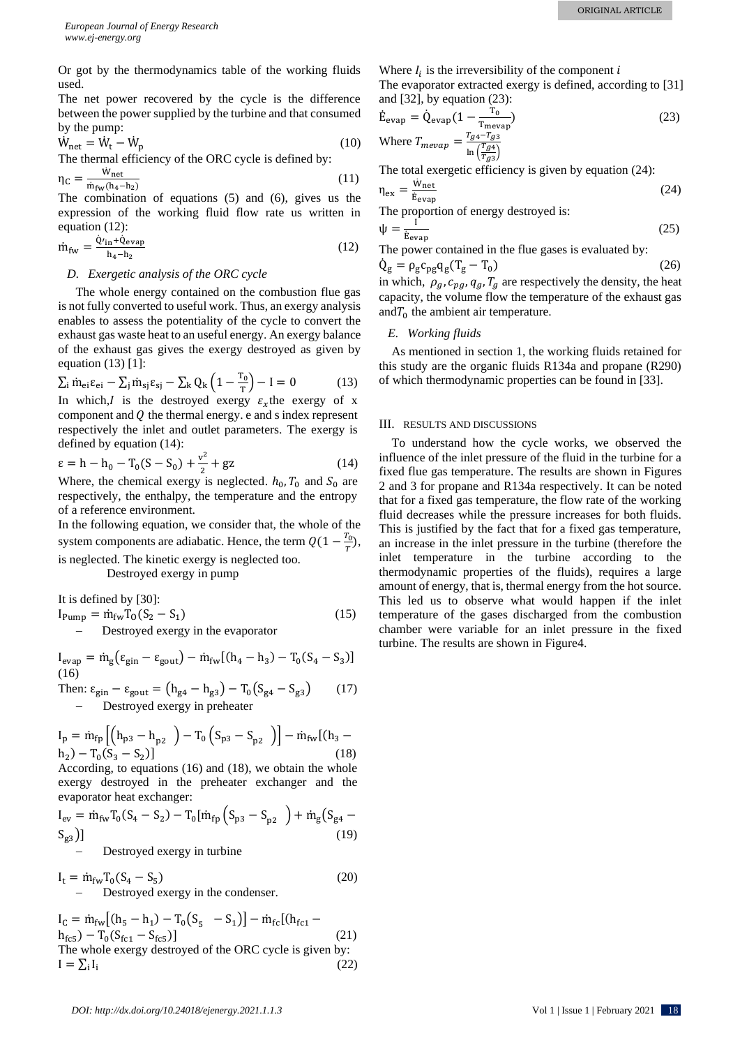Or got by the thermodynamics table of the working fluids used.

The net power recovered by the cycle is the difference between the power supplied by the turbine and that consumed by the pump:

$$\dot{W}_{net} = \dot{W}_t - \dot{W}_p \tag{10}$$

The thermal efficiency of the ORC cycle is defined by:

$$\eta_C = \frac{\dot{W}_{net}}{\dot{m}_{fw}(h_4 - h_2)} \tag{11}$$

The combination of equations (5) and (6), gives us the expression of the working fluid flow rate us written in equation (12):

$$\dot{m}_{fw} = \frac{\dot{Q}'_{in} + \dot{Q}_{evap}}{h_4 - h_2} \tag{12}$$

### D. Exergetic analysis of the ORC cycle

The whole energy contained on the combustion flue gas is not fully converted to useful work. Thus, an exergy analysis enables to assess the potentiality of the cycle to convert the exhaust gas waste heat to an useful energy. An exergy balance of the exhaust gas gives the exergy destroyed as given by equation (13) [1]:

$$\sum_i \dot{m}_{ei}\varepsilon_{ei} - \sum_j \dot{m}_{sj}\varepsilon_{sj} - \sum_k Q_k\left(1 - \frac{T_0}{T}\right) - I = 0 \tag{13}$$

In which, $I$ is the destroyed exergy $\varepsilon_x$ the exergy of x component and $Q$ the thermal energy. e and s index represent respectively the inlet and outlet parameters. The exergy is defined by equation (14):

$$\varepsilon = h - h_0 - T_0(S - S_0) + \frac{v^2}{2} + gz \tag{14}$$

Where, the chemical exergy is neglected. $h_0, T_0$ and $S_0$ are respectively, the enthalpy, the temperature and the entropy of a reference environment.

In the following equation, we consider that, the whole of the system components are adiabatic. Hence, the term $Q(1 - \frac{T_0}{T})$, is neglected. The kinetic exergy is neglected too.

– Destroyed exergy in pump

It is defined by [30]:

$$I_{Pump} = \dot{m}_{fw}T_0(S_2 - S_1) \tag{15}$$

– Destroyed exergy in the evaporator

$$I_{evap} = \dot{m}_g(\varepsilon_{gin} - \varepsilon_{gout}) - \dot{m}_{fw}[(h_4 - h_3) - T_0(S_4 - S_3)] \tag{16}$$

Then: $$\varepsilon_{gin} - \varepsilon_{gout} = (h_{g4} - h_{g3}) - T_0(S_{g4} - S_{g3}) \tag{17}$$

– Destroyed exergy in preheater

$$I_p = \dot{m}_{fp}\left[(h_{p3} - h_{p2}) - T_0(S_{p3} - S_{p2})\right] - \dot{m}_{fw}[(h_3 - h_2) - T_0(S_3 - S_2)] \tag{18}$$

According, to equations (16) and (18), we obtain the whole exergy destroyed in the preheater exchanger and the evaporator heat exchanger:

$$I_{ev} = \dot{m}_{fw}T_0(S_4 - S_2) - T_0[\dot{m}_{fp}(S_{p3} - S_{p2}) + \dot{m}_g(S_{g4} - S_{g3})] \tag{19}$$

– Destroyed exergy in turbine

$$I_t = \dot{m}_{fw}T_0(S_4 - S_5) \tag{20}$$

– Destroyed exergy in the condenser.

$$I_C = \dot{m}_{fw}[(h_5 - h_1) - T_0(S_5 - S_1)] - \dot{m}_{fc}[(h_{fc1} - h_{fc5}) - T_0(S_{fc1} - S_{fc5})] \tag{21}$$

The whole exergy destroyed of the ORC cycle is given by:

$$I = \sum_i I_i \tag{22}$$

Where $I_i$ is the irreversibility of the component $i$

The evaporator extracted exergy is defined, according to [31] and [32], by equation (23):

$$\dot{E}_{evap} = \dot{Q}_{evap}\left(1 - \frac{T_0}{T_{mevap}}\right) \tag{23}$$

Where $T_{mevap} = \frac{T_{g4} - T_{g3}}{\ln\left(\frac{T_{g4}}{T_{g3}}\right)}$

The total exergetic efficiency is given by equation (24):

$$\eta_{ex} = \frac{\dot{W}_{net}}{\dot{E}_{evap}} \tag{24}$$

The proportion of energy destroyed is:

$$\psi = \frac{I}{\dot{E}_{evap}} \tag{25}$$

The power contained in the flue gases is evaluated by:

$$\dot{Q}_g = \rho_g c_{pg} q_g (T_g - T_0) \tag{26}$$

in which, $\rho_g, c_{pg}, q_g, T_g$ are respectively the density, the heat capacity, the volume flow the temperature of the exhaust gas and $T_0$ the ambient air temperature.

### E. Working fluids

As mentioned in section 1, the working fluids retained for this study are the organic fluids R134a and propane (R290) of which thermodynamic properties can be found in [33].

## III. RESULTS AND DISCUSSIONS

To understand how the cycle works, we observed the influence of the inlet pressure of the fluid in the turbine for a fixed flue gas temperature. The results are shown in Figures 2 and 3 for propane and R134a respectively. It can be noted that for a fixed gas temperature, the flow rate of the working fluid decreases while the pressure increases for both fluids. This is justified by the fact that for a fixed gas temperature, an increase in the inlet pressure in the turbine (therefore the inlet temperature in the turbine according to the thermodynamic properties of the fluids), requires a large amount of energy, that is, thermal energy from the hot source. This led us to observe what would happen if the inlet temperature of the gases discharged from the combustion chamber were variable for an inlet pressure in the fixed turbine. The results are shown in Figure4.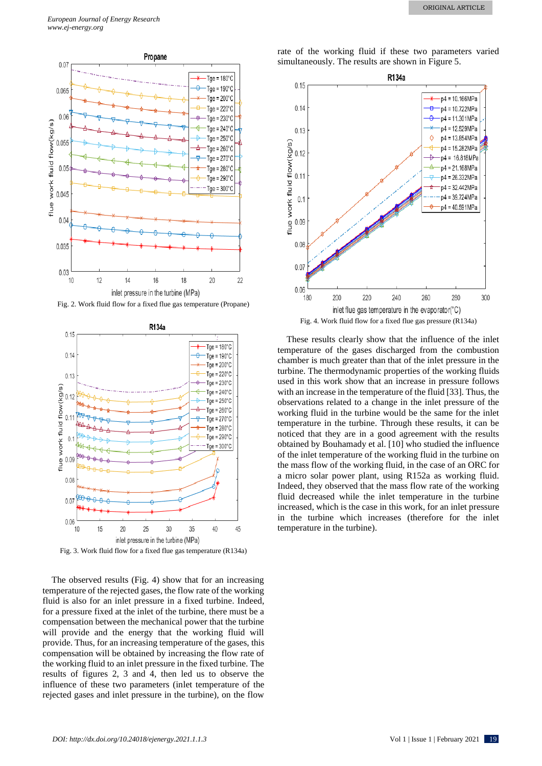Fig. 2. Work fluid flow for a fixed flue gas temperature (Propane)

Fig. 3. Work fluid flow for a fixed flue gas temperature (R134a)

The observed results (Fig. 4) show that for an increasing temperature of the rejected gases, the flow rate of the working fluid is also for an inlet pressure in a fixed turbine. Indeed, for a pressure fixed at the inlet of the turbine, there must be a compensation between the mechanical power that the turbine will provide and the energy that the working fluid will provide. Thus, for an increasing temperature of the gases, this compensation will be obtained by increasing the flow rate of the working fluid to an inlet pressure in the fixed turbine. The results of figures 2, 3 and 4, then led us to observe the influence of these two parameters (inlet temperature of the rejected gases and inlet pressure in the turbine), on the flow rate of the working fluid if these two parameters varied simultaneously. The results are shown in Figure 5.

Fig. 4. Work fluid flow for a fixed flue gas pressure (R134a)

These results clearly show that the influence of the inlet temperature of the gases discharged from the combustion chamber is much greater than that of the inlet pressure in the turbine. The thermodynamic properties of the working fluids used in this work show that an increase in pressure follows with an increase in the temperature of the fluid [33]. Thus, the observations related to a change in the inlet pressure of the working fluid in the turbine would be the same for the inlet temperature in the turbine. Through these results, it can be noticed that they are in a good agreement with the results obtained by Bouhamady et al. [10] who studied the influence of the inlet temperature of the working fluid in the turbine on the mass flow of the working fluid, in the case of an ORC for a micro solar power plant, using R152a as working fluid. Indeed, they observed that the mass flow rate of the working fluid decreased while the inlet temperature in the turbine increased, which is the case in this work, for an inlet pressure in the turbine which increases (therefore for the inlet temperature in the turbine).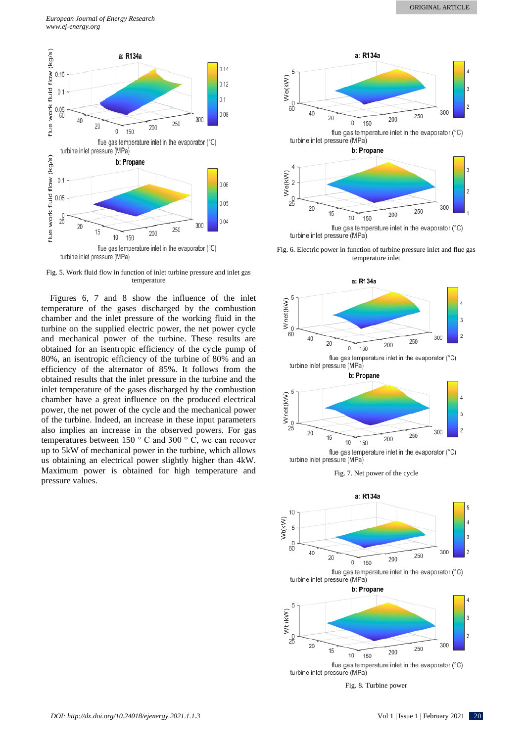Fig. 5. Work fluid flow in function of inlet turbine pressure and inlet gas temperature

Figures 6, 7 and 8 show the influence of the inlet temperature of the gases discharged by the combustion chamber and the inlet pressure of the working fluid in the turbine on the supplied electric power, the net power cycle and mechanical power of the turbine. These results are obtained for an isentropic efficiency of the cycle pump of 80%, an isentropic efficiency of the turbine of 80% and an efficiency of the alternator of 85%. It follows from the obtained results that the inlet pressure in the turbine and the inlet temperature of the gases discharged by the combustion chamber have a great influence on the produced electrical power, the net power of the cycle and the mechanical power of the turbine. Indeed, an increase in these input parameters also implies an increase in the observed powers. For gas temperatures between 150 ° C and 300 ° C, we can recover up to 5kW of mechanical power in the turbine, which allows us obtaining an electrical power slightly higher than 4kW. Maximum power is obtained for high temperature and pressure values.

Fig. 6. Electric power in function of turbine pressure inlet and flue gas temperature inlet

Fig. 7. Net power of the cycle

Fig. 8. Turbine power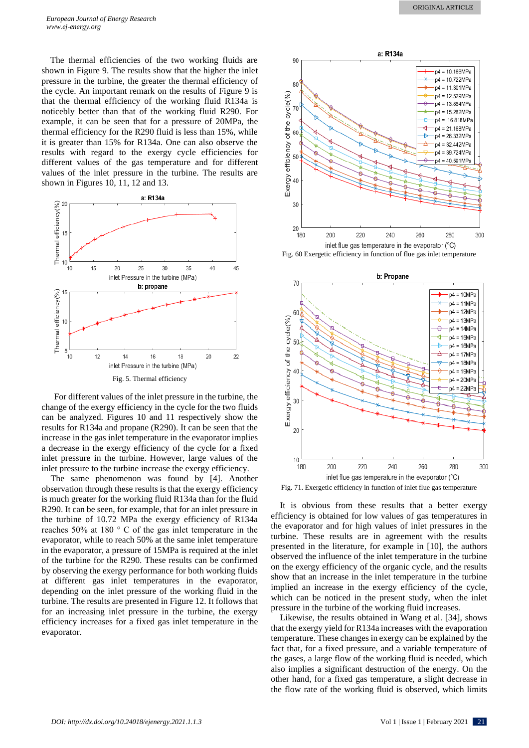The thermal efficiencies of the two working fluids are shown in Figure 9. The results show that the higher the inlet pressure in the turbine, the greater the thermal efficiency of the cycle. An important remark on the results of Figure 9 is that the thermal efficiency of the working fluid R134a is noticebly better than that of the working fluid R290. For example, it can be seen that for a pressure of 20MPa, the thermal efficiency for the R290 fluid is less than 15%, while it is greater than 15% for R134a. One can also observe the results with regard to the exergy cycle efficiencies for different values of the gas temperature and for different values of the inlet pressure in the turbine. The results are shown in Figures 10, 11, 12 and 13.

Fig. 5. Thermal efficiency

For different values of the inlet pressure in the turbine, the change of the exergy efficiency in the cycle for the two fluids can be analyzed. Figures 10 and 11 respectively show the results for R134a and propane (R290). It can be seen that the increase in the gas inlet temperature in the evaporator implies a decrease in the exergy efficiency of the cycle for a fixed inlet pressure in the turbine. However, large values of the inlet pressure to the turbine increase the exergy efficiency.

The same phenomenon was found by [4]. Another observation through these results is that the exergy efficiency is much greater for the working fluid R134a than for the fluid R290. It can be seen, for example, that for an inlet pressure in the turbine of 10.72 MPa the exergy efficiency of R134a reaches 50% at 180 ° C of the gas inlet temperature in the evaporator, while to reach 50% at the same inlet temperature in the evaporator, a pressure of 15MPa is required at the inlet of the turbine for the R290. These results can be confirmed by observing the exergy performance for both working fluids at different gas inlet temperatures in the evaporator, depending on the inlet pressure of the working fluid in the turbine. The results are presented in Figure 12. It follows that for an increasing inlet pressure in the turbine, the exergy efficiency increases for a fixed gas inlet temperature in the evaporator.

Fig. 60 Exergetic efficiency in function of flue gas inlet temperature

Fig. 71. Exergetic efficiency in function of inlet flue gas temperature

It is obvious from these results that a better exergy efficiency is obtained for low values of gas temperatures in the evaporator and for high values of inlet pressures in the turbine. These results are in agreement with the results presented in the literature, for example in [10], the authors observed the influence of the inlet temperature in the turbine on the exergy efficiency of the organic cycle, and the results show that an increase in the inlet temperature in the turbine implied an increase in the exergy efficiency of the cycle, which can be noticed in the present study, when the inlet pressure in the turbine of the working fluid increases.

Likewise, the results obtained in Wang et al. [34], shows that the exergy yield for R134a increases with the evaporation temperature. These changes in exergy can be explained by the fact that, for a fixed pressure, and a variable temperature of the gases, a large flow of the working fluid is needed, which also implies a significant destruction of the energy. On the other hand, for a fixed gas temperature, a slight decrease in the flow rate of the working fluid is observed, which limits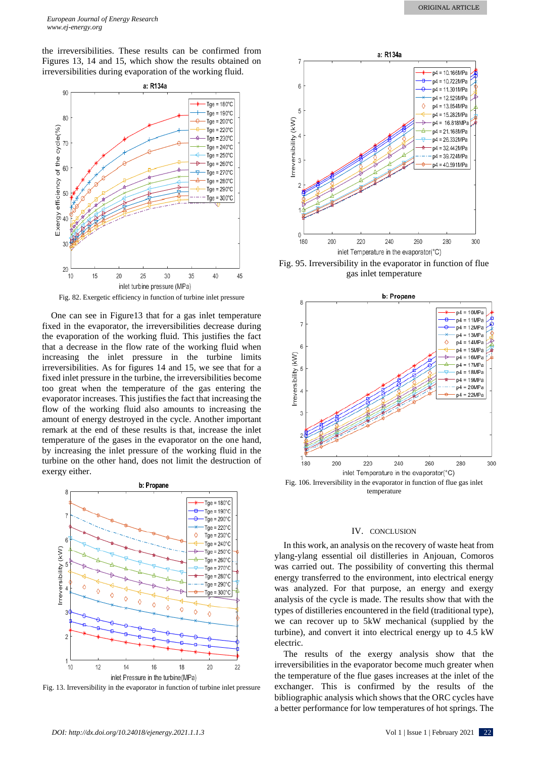the irreversibilities. These results can be confirmed from Figures 13, 14 and 15, which show the results obtained on irreversibilities during evaporation of the working fluid.

Fig. 82. Exergetic efficiency in function of turbine inlet pressure

One can see in Figure13 that for a gas inlet temperature fixed in the evaporator, the irreversibilities decrease during the evaporation of the working fluid. This justifies the fact that a decrease in the flow rate of the working fluid when increasing the inlet pressure in the turbine limits irreversibilities. As for figures 14 and 15, we see that for a fixed inlet pressure in the turbine, the irreversibilities become too great when the temperature of the gas entering the evaporator increases. This justifies the fact that increasing the flow of the working fluid also amounts to increasing the amount of energy destroyed in the cycle. Another important remark at the end of these results is that, increase the inlet temperature of the gases in the evaporator on the one hand, by increasing the inlet pressure of the working fluid in the turbine on the other hand, does not limit the destruction of exergy either.

Fig. 13. Irreversibility in the evaporator in function of turbine inlet pressure

Fig. 95. Irreversibility in the evaporator in function of flue gas inlet temperature

Fig. 106. Irreversibility in the evaporator in function of flue gas inlet temperature

## IV. CONCLUSION

In this work, an analysis on the recovery of waste heat from ylang-ylang essential oil distilleries in Anjouan, Comoros was carried out. The possibility of converting this thermal energy transferred to the environment, into electrical energy was analyzed. For that purpose, an energy and exergy analysis of the cycle is made. The results show that with the types of distilleries encountered in the field (traditional type), we can recover up to 5kW mechanical (supplied by the turbine), and convert it into electrical energy up to 4.5 kW electric.

The results of the exergy analysis show that the irreversibilities in the evaporator become much greater when the temperature of the flue gases increases at the inlet of the exchanger. This is confirmed by the results of the bibliographic analysis which shows that the ORC cycles have a better performance for low temperatures of hot springs. The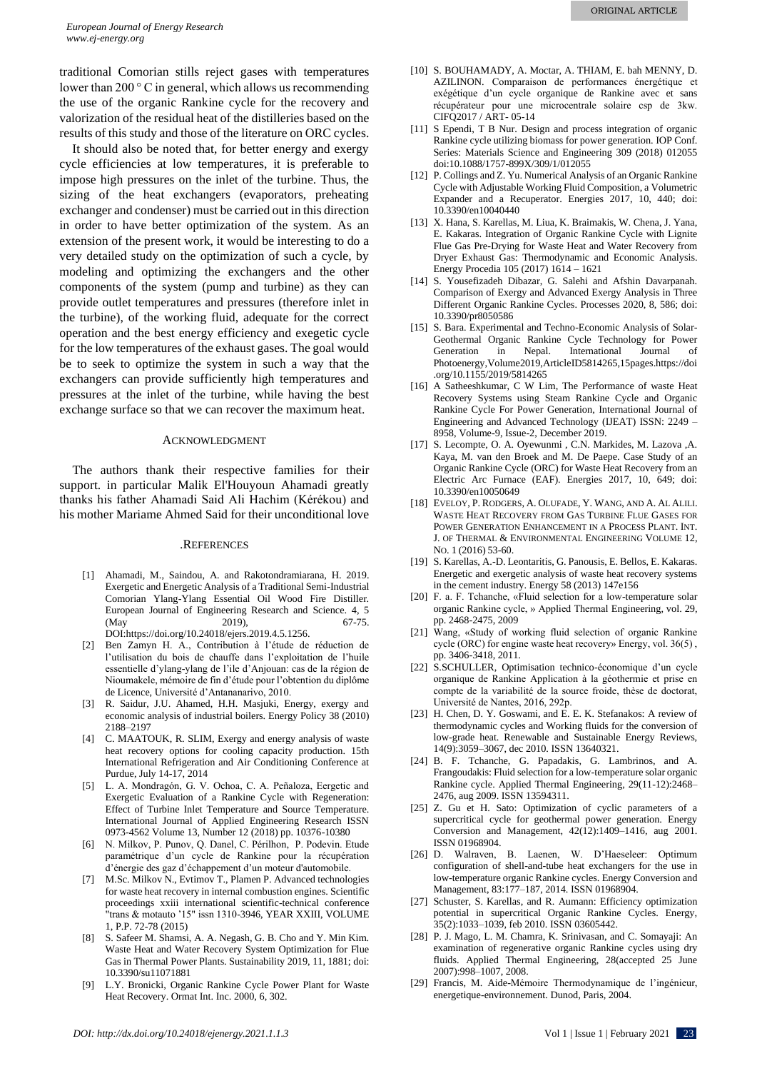traditional Comorian stills reject gases with temperatures lower than 200 ° C in general, which allows us recommending the use of the organic Rankine cycle for the recovery and valorization of the residual heat of the distilleries based on the results of this study and those of the literature on ORC cycles.

It should also be noted that, for better energy and exergy cycle efficiencies at low temperatures, it is preferable to impose high pressures on the inlet of the turbine. Thus, the sizing of the heat exchangers (evaporators, preheating exchanger and condenser) must be carried out in this direction in order to have better optimization of the system. As an extension of the present work, it would be interesting to do a very detailed study on the optimization of such a cycle, by modeling and optimizing the exchangers and the other components of the system (pump and turbine) as they can provide outlet temperatures and pressures (therefore inlet in the turbine), of the working fluid, adequate for the correct operation and the best energy efficiency and exegetic cycle for the low temperatures of the exhaust gases. The goal would be to seek to optimize the system in such a way that the exchangers can provide sufficiently high temperatures and pressures at the inlet of the turbine, while having the best exchange surface so that we can recover the maximum heat.

## Acknowledgment

The authors thank their respective families for their support. in particular Malik El'Houyoun Ahamadi greatly thanks his father Ahamadi Said Ali Hachim (Kérékou) and his mother Mariame Ahmed Said for their unconditional love

## .References

[1] Ahamadi, M., Saindou, A. and Rakotondramiarana, H. 2019. Exergetic and Energetic Analysis of a Traditional Semi-Industrial Comorian Ylang-Ylang Essential Oil Wood Fire Distiller. European Journal of Engineering Research and Science. 4, 5 (May 2019), 67-75. DOI:https://doi.org/10.24018/ejers.2019.4.5.1256.

[2] Ben Zamyn H. A., Contribution à l'étude de réduction de l'utilisation du bois de chauffe dans l'exploitation de l'huile essentielle d'ylang-ylang de l'ile d'Anjouan: cas de la région de Nioumakele, mémoire de fin d'étude pour l'obtention du diplôme de Licence, Université d'Antananarivo, 2010.

[3] R. Saidur, J.U. Ahamed, H.H. Masjuki, Energy, exergy and economic analysis of industrial boilers. Energy Policy 38 (2010) 2188–2197

[4] C. MAATOUK, R. SLIM, Exergy and energy analysis of waste heat recovery options for cooling capacity production. 15th International Refrigeration and Air Conditioning Conference at Purdue, July 14-17, 2014

[5] L. A. Mondragón, G. V. Ochoa, C. A. Peñaloza, Eergetic and Exergetic Evaluation of a Rankine Cycle with Regeneration: Effect of Turbine Inlet Temperature and Source Temperature. International Journal of Applied Engineering Research ISSN 0973-4562 Volume 13, Number 12 (2018) pp. 10376-10380

[6] N. Milkov, P. Punov, Q. Danel, C. Périlhon, P. Podevin. Etude paramétrique d'un cycle de Rankine pour la récupération d'énergie des gaz d'échappement d'un moteur d'automobile.

[7] M.Sc. Milkov N., Evtimov T., Plamen P. Advanced technologies for waste heat recovery in internal combustion engines. Scientific proceedings xxiii international scientific-technical conference "trans & motauto '15" issn 1310-3946, YEAR XXIII, VOLUME 1, P.P. 72-78 (2015)

[8] S. Safeer M. Shamsi, A. A. Negash, G. B. Cho and Y. Min Kim. Waste Heat and Water Recovery System Optimization for Flue Gas in Thermal Power Plants. Sustainability 2019, 11, 1881; doi: 10.3390/su11071881

[9] L.Y. Bronicki, Organic Rankine Cycle Power Plant for Waste Heat Recovery. Ormat Int. Inc. 2000, 6, 302.

[10] S. BOUHAMADY, A. Moctar, A. THIAM, E. bah MENNY, D. AZILINON. Comparaison de performances énergétique et exégétique d'un cycle organique de Rankine avec et sans récupérateur pour une microcentrale solaire csp de 3kw. CIFQ2017 / ART- 05-14

[11] S Ependi, T B Nur. Design and process integration of organic Rankine cycle utilizing biomass for power generation. IOP Conf. Series: Materials Science and Engineering 309 (2018) 012055 doi:10.1088/1757-899X/309/1/012055

[12] P. Collings and Z. Yu. Numerical Analysis of an Organic Rankine Cycle with Adjustable Working Fluid Composition, a Volumetric Expander and a Recuperator. Energies 2017, 10, 440; doi: 10.3390/en10040440

[13] X. Hana, S. Karellas, M. Liua, K. Braimakis, W. Chena, J. Yana, E. Kakaras. Integration of Organic Rankine Cycle with Lignite Flue Gas Pre-Drying for Waste Heat and Water Recovery from Dryer Exhaust Gas: Thermodynamic and Economic Analysis. Energy Procedia 105 (2017) 1614 – 1621

[14] S. Yousefizadeh Dibazar, G. Salehi and Afshin Davarpanah. Comparison of Exergy and Advanced Exergy Analysis in Three Different Organic Rankine Cycles. Processes 2020, 8, 586; doi: 10.3390/pr8050586

[15] S. Bara. Experimental and Techno-Economic Analysis of Solar-Geothermal Organic Rankine Cycle Technology for Power Generation in Nepal. International Journal of Photoenergy,Volume2019,ArticleID5814265,15pages.https://doi.org/10.1155/2019/5814265

[16] A Satheeshkumar, C W Lim, The Performance of waste Heat Recovery Systems using Steam Rankine Cycle and Organic Rankine Cycle For Power Generation, International Journal of Engineering and Advanced Technology (IJEAT) ISSN: 2249 – 8958, Volume-9, Issue-2, December 2019.

[17] S. Lecompte, O. A. Oyewunmi , C.N. Markides, M. Lazova ,A. Kaya, M. van den Broek and M. De Paepe. Case Study of an Organic Rankine Cycle (ORC) for Waste Heat Recovery from an Electric Arc Furnace (EAF). Energies 2017, 10, 649; doi: 10.3390/en10050649

[18] Eveloy, P. Rodgers, A. Olufade, Y. Wang, and A. Al Alili. Waste Heat Recovery from Gas Turbine Flue Gases for Power Generation Enhancement in a Process Plant. Int. J. of Thermal & Environmental Engineering Volume 12, No. 1 (2016) 53-60.

[19] S. Karellas, A.-D. Leontaritis, G. Panousis, E. Bellos, E. Kakaras. Energetic and exergetic analysis of waste heat recovery systems in the cement industry. Energy 58 (2013) 147e156

[20] F. a. F. Tchanche, «Fluid selection for a low-temperature solar organic Rankine cycle, » Applied Thermal Engineering, vol. 29, pp. 2468-2475, 2009

[21] Wang, «Study of working fluid selection of organic Rankine cycle (ORC) for engine waste heat recovery» Energy, vol. 36(5) , pp. 3406-3418, 2011.

[22] S.SCHULLER, Optimisation technico-économique d'un cycle organique de Rankine Application à la géothermie et prise en compte de la variabilité de la source froide, thèse de doctorat, Université de Nantes, 2016, 292p.

[23] H. Chen, D. Y. Goswami, and E. E. K. Stefanakos: A review of thermodynamic cycles and Working fluids for the conversion of low-grade heat. Renewable and Sustainable Energy Reviews, 14(9):3059–3067, dec 2010. ISSN 13640321.

[24] B. F. Tchanche, G. Papadakis, G. Lambrinos, and A. Frangoudakis: Fluid selection for a low-temperature solar organic Rankine cycle. Applied Thermal Engineering, 29(11-12):2468–2476, aug 2009. ISSN 13594311.

[25] Z. Gu et H. Sato: Optimization of cyclic parameters of a supercritical cycle for geothermal power generation. Energy Conversion and Management, 42(12):1409–1416, aug 2001. ISSN 01968904.

[26] D. Walraven, B. Laenen, W. D'Haeseleer: Optimum configuration of shell-and-tube heat exchangers for the use in low-temperature organic Rankine cycles. Energy Conversion and Management, 83:177–187, 2014. ISSN 01968904.

[27] Schuster, S. Karellas, and R. Aumann: Efficiency optimization potential in supercritical Organic Rankine Cycles. Energy, 35(2):1033–1039, feb 2010. ISSN 03605442.

[28] P. J. Mago, L. M. Chamra, K. Srinivasan, and C. Somayaji: An examination of regenerative organic Rankine cycles using dry fluids. Applied Thermal Engineering, 28(accepted 25 June 2007):998–1007, 2008.

[29] Francis, M. Aide-Mémoire Thermodynamique de l'ingénieur, energetique-environnement. Dunod, Paris, 2004.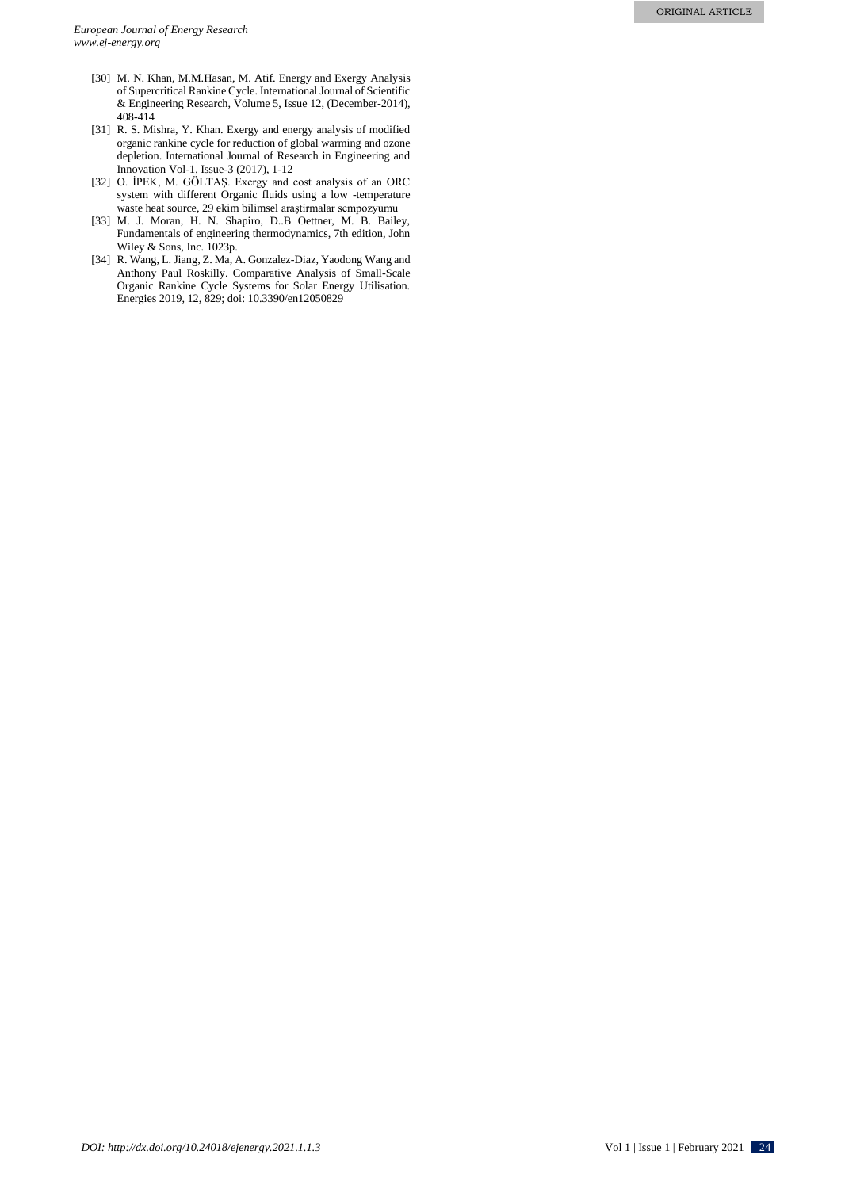- [30] M. N. Khan, M.M.Hasan, M. Atif. Energy and Exergy Analysis of Supercritical Rankine Cycle. International Journal of Scientific & Engineering Research, Volume 5, Issue 12, (December-2014), 408-414
- [31] R. S. Mishra, Y. Khan. Exergy and energy analysis of modified organic rankine cycle for reduction of global warming and ozone depletion. International Journal of Research in Engineering and Innovation Vol-1, Issue-3 (2017), 1-12
- [32] O. İPEK, M. GÖLTAŞ. Exergy and cost analysis of an ORC system with different Organic fluids using a low -temperature waste heat source, 29 ekim bilimsel araştirmalar sempozyumu
- [33] M. J. Moran, H. N. Shapiro, D..B Oettner, M. B. Bailey, Fundamentals of engineering thermodynamics, 7th edition, John Wiley & Sons, Inc. 1023p.
- [34] R. Wang, L. Jiang, Z. Ma, A. Gonzalez-Diaz, Yaodong Wang and Anthony Paul Roskilly. Comparative Analysis of Small-Scale Organic Rankine Cycle Systems for Solar Energy Utilisation. Energies 2019, 12, 829; doi: 10.3390/en12050829